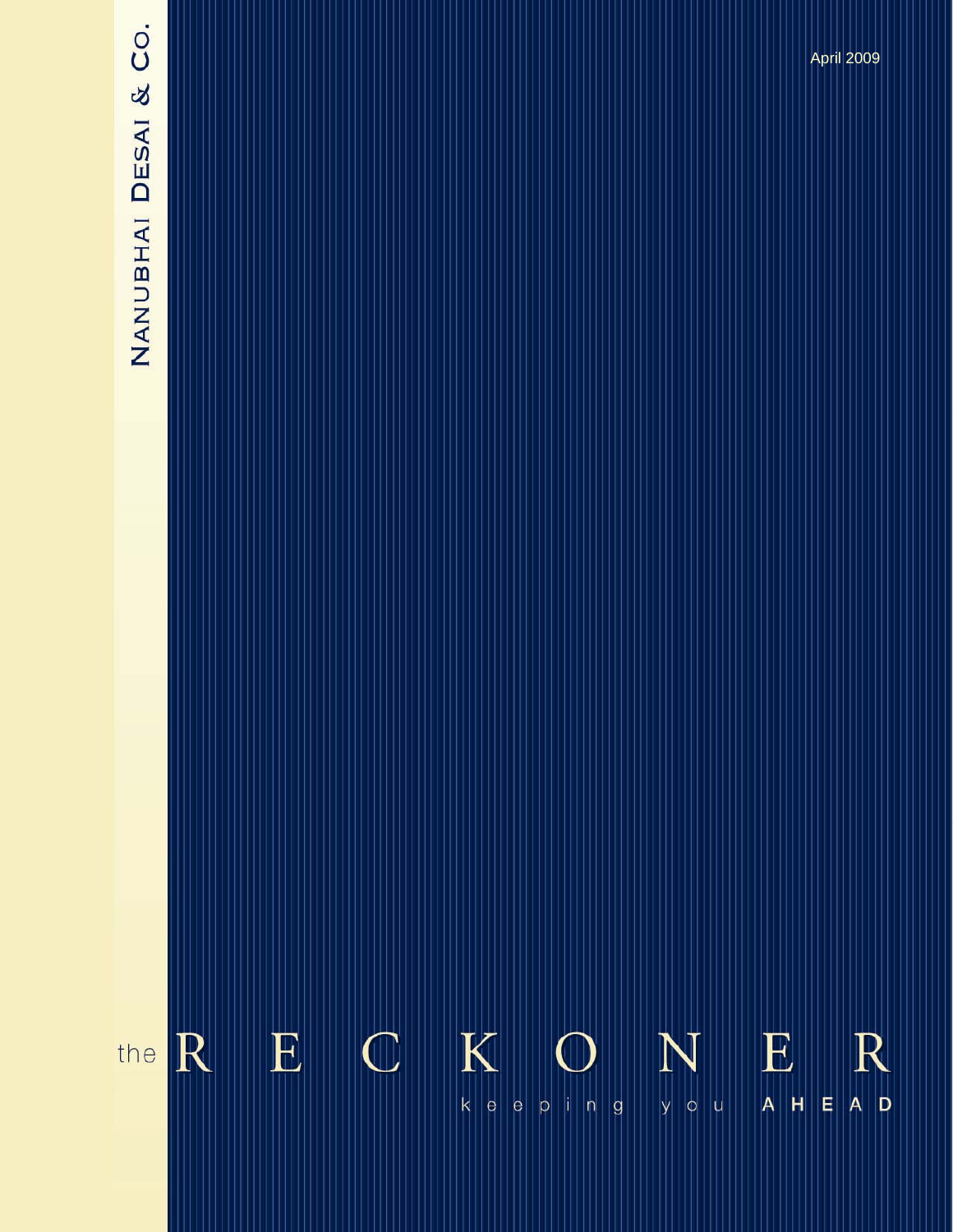NANUBHAI DESAI & CO.

April 2009

# the RECKONER

keeping you AHEAD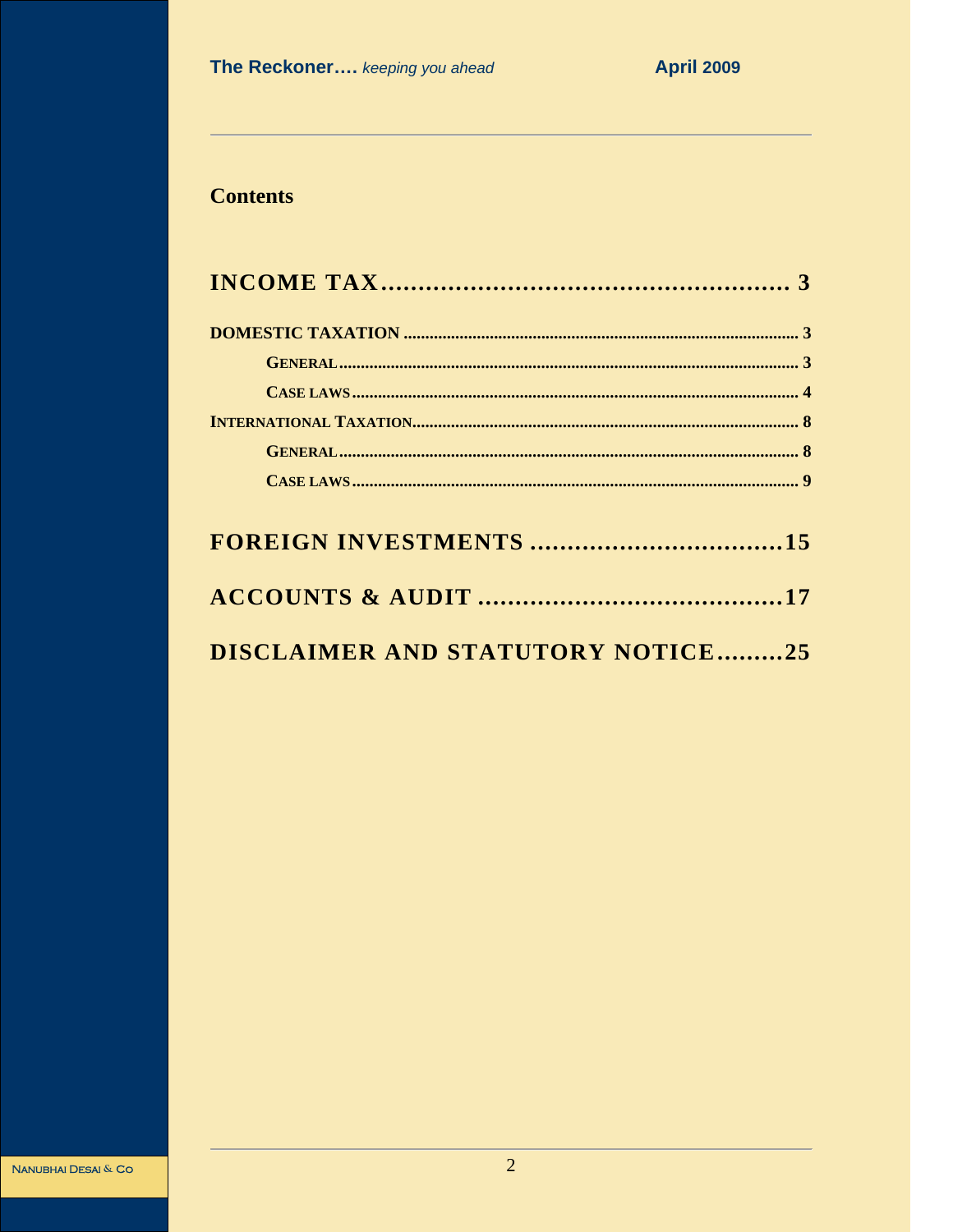## Contents

**INCOME TAX ...................................................... 3**

- **DOMESTIC TAXATION ........................................................................................... 3**
  - **GENERAL ........................................................................................................... 3**
  - **CASE LAWS ....................................................................................................... 4**
- **INTERNATIONAL TAXATION .................................................................................... 8**
  - **GENERAL ........................................................................................................... 8**
  - **CASE LAWS ....................................................................................................... 9**

**FOREIGN INVESTMENTS .................................15**

**ACCOUNTS & AUDIT ........................................17**

**DISCLAIMER AND STATUTORY NOTICE.........25**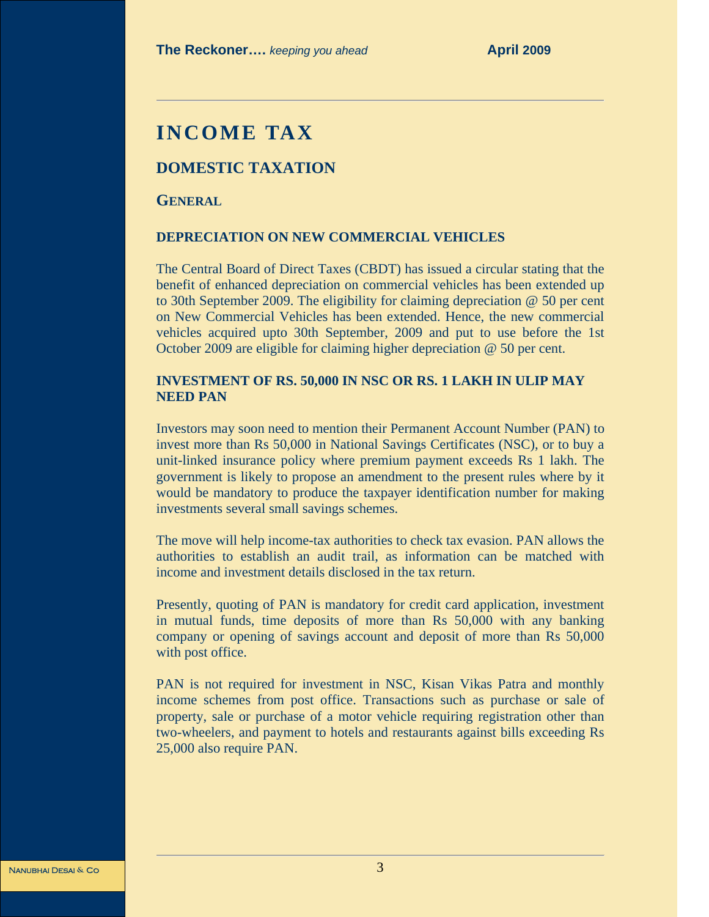# INCOME TAX

## DOMESTIC TAXATION

### GENERAL

#### DEPRECIATION ON NEW COMMERCIAL VEHICLES

The Central Board of Direct Taxes (CBDT) has issued a circular stating that the benefit of enhanced depreciation on commercial vehicles has been extended up to 30th September 2009. The eligibility for claiming depreciation @ 50 per cent on New Commercial Vehicles has been extended. Hence, the new commercial vehicles acquired upto 30th September, 2009 and put to use before the 1st October 2009 are eligible for claiming higher depreciation @ 50 per cent.

#### INVESTMENT OF RS. 50,000 IN NSC OR RS. 1 LAKH IN ULIP MAY NEED PAN

Investors may soon need to mention their Permanent Account Number (PAN) to invest more than Rs 50,000 in National Savings Certificates (NSC), or to buy a unit-linked insurance policy where premium payment exceeds Rs 1 lakh. The government is likely to propose an amendment to the present rules where by it would be mandatory to produce the taxpayer identification number for making investments several small savings schemes.

The move will help income-tax authorities to check tax evasion. PAN allows the authorities to establish an audit trail, as information can be matched with income and investment details disclosed in the tax return.

Presently, quoting of PAN is mandatory for credit card application, investment in mutual funds, time deposits of more than Rs 50,000 with any banking company or opening of savings account and deposit of more than Rs 50,000 with post office.

PAN is not required for investment in NSC, Kisan Vikas Patra and monthly income schemes from post office. Transactions such as purchase or sale of property, sale or purchase of a motor vehicle requiring registration other than two-wheelers, and payment to hotels and restaurants against bills exceeding Rs 25,000 also require PAN.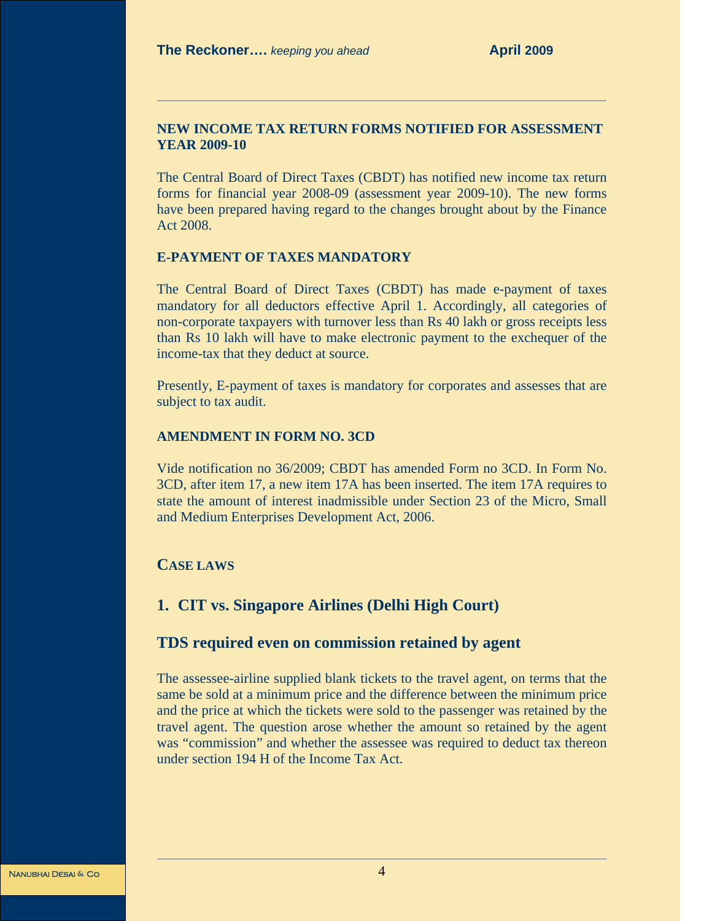## NEW INCOME TAX RETURN FORMS NOTIFIED FOR ASSESSMENT YEAR 2009-10

The Central Board of Direct Taxes (CBDT) has notified new income tax return forms for financial year 2008-09 (assessment year 2009-10). The new forms have been prepared having regard to the changes brought about by the Finance Act 2008.

## E-PAYMENT OF TAXES MANDATORY

The Central Board of Direct Taxes (CBDT) has made e-payment of taxes mandatory for all deductors effective April 1. Accordingly, all categories of non-corporate taxpayers with turnover less than Rs 40 lakh or gross receipts less than Rs 10 lakh will have to make electronic payment to the exchequer of the income-tax that they deduct at source.

Presently, E-payment of taxes is mandatory for corporates and assesses that are subject to tax audit.

## AMENDMENT IN FORM NO. 3CD

Vide notification no 36/2009; CBDT has amended Form no 3CD. In Form No. 3CD, after item 17, a new item 17A has been inserted. The item 17A requires to state the amount of interest inadmissible under Section 23 of the Micro, Small and Medium Enterprises Development Act, 2006.

## CASE LAWS

### 1. CIT vs. Singapore Airlines (Delhi High Court)

### TDS required even on commission retained by agent

The assessee-airline supplied blank tickets to the travel agent, on terms that the same be sold at a minimum price and the difference between the minimum price and the price at which the tickets were sold to the passenger was retained by the travel agent. The question arose whether the amount so retained by the agent was "commission" and whether the assessee was required to deduct tax thereon under section 194 H of the Income Tax Act.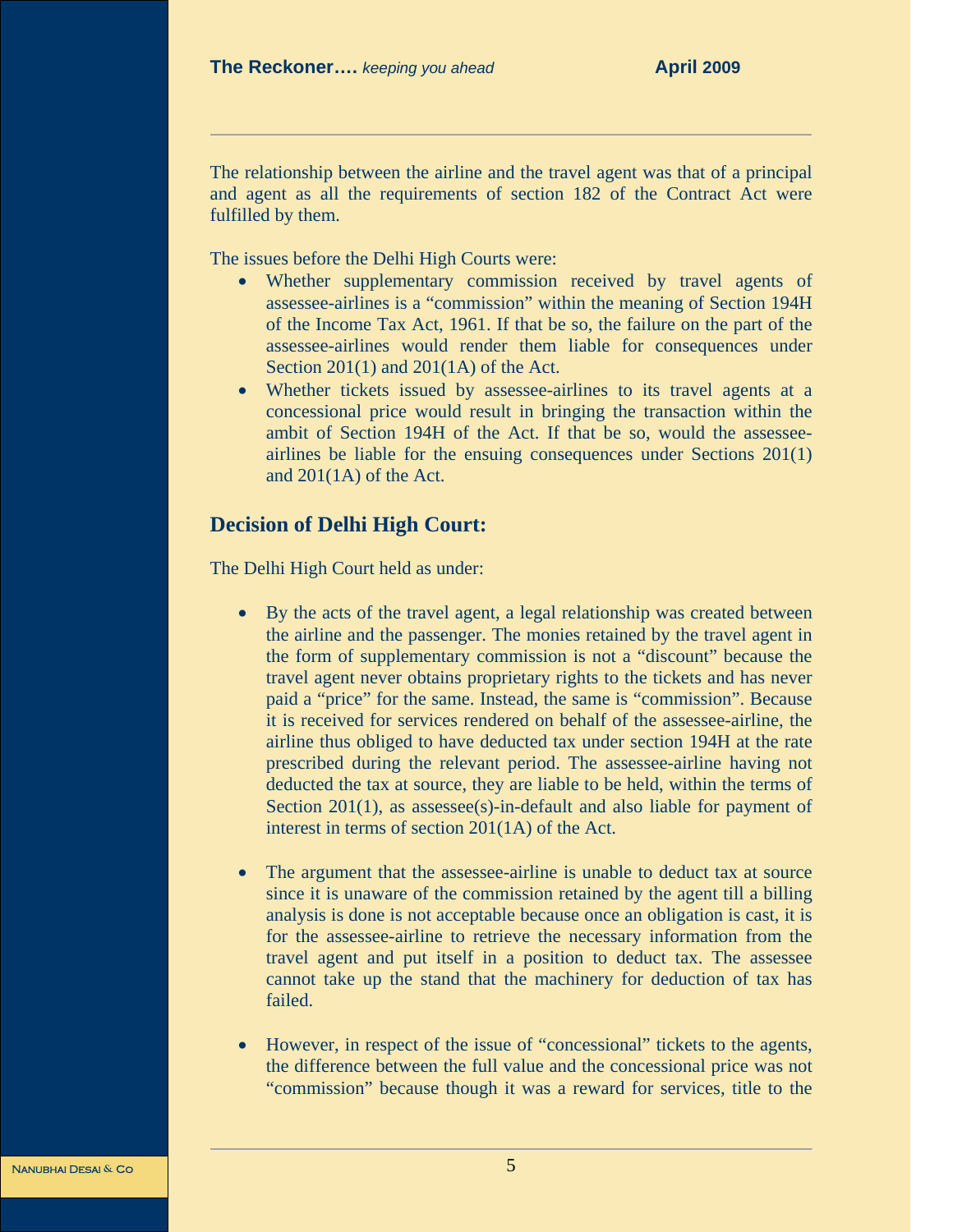The relationship between the airline and the travel agent was that of a principal and agent as all the requirements of section 182 of the Contract Act were fulfilled by them.

The issues before the Delhi High Courts were:

- Whether supplementary commission received by travel agents of assessee-airlines is a "commission" within the meaning of Section 194H of the Income Tax Act, 1961. If that be so, the failure on the part of the assessee-airlines would render them liable for consequences under Section 201(1) and 201(1A) of the Act.
- Whether tickets issued by assessee-airlines to its travel agents at a concessional price would result in bringing the transaction within the ambit of Section 194H of the Act. If that be so, would the assessee-airlines be liable for the ensuing consequences under Sections 201(1) and 201(1A) of the Act.

## Decision of Delhi High Court:

The Delhi High Court held as under:

- By the acts of the travel agent, a legal relationship was created between the airline and the passenger. The monies retained by the travel agent in the form of supplementary commission is not a "discount" because the travel agent never obtains proprietary rights to the tickets and has never paid a "price" for the same. Instead, the same is "commission". Because it is received for services rendered on behalf of the assessee-airline, the airline thus obliged to have deducted tax under section 194H at the rate prescribed during the relevant period. The assessee-airline having not deducted the tax at source, they are liable to be held, within the terms of Section 201(1), as assessee(s)-in-default and also liable for payment of interest in terms of section 201(1A) of the Act.

- The argument that the assessee-airline is unable to deduct tax at source since it is unaware of the commission retained by the agent till a billing analysis is done is not acceptable because once an obligation is cast, it is for the assessee-airline to retrieve the necessary information from the travel agent and put itself in a position to deduct tax. The assessee cannot take up the stand that the machinery for deduction of tax has failed.

- However, in respect of the issue of "concessional" tickets to the agents, the difference between the full value and the concessional price was not "commission" because though it was a reward for services, title to the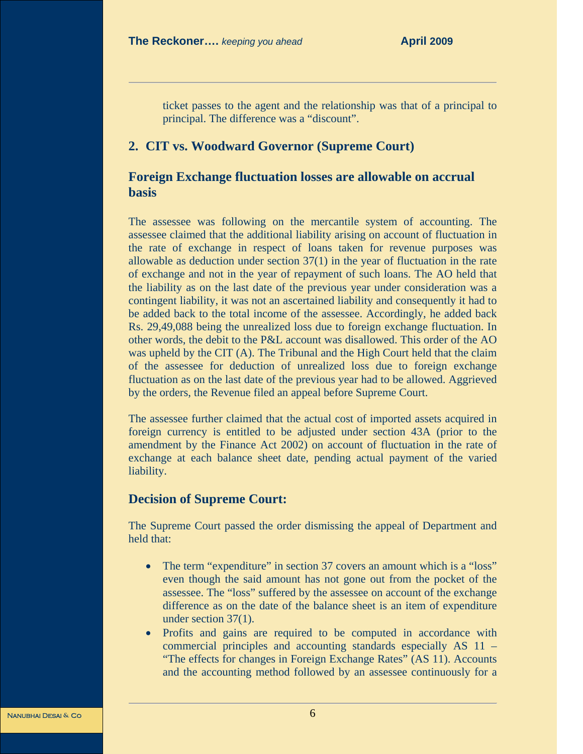ticket passes to the agent and the relationship was that of a principal to principal. The difference was a "discount".

## 2. CIT vs. Woodward Governor (Supreme Court)

### Foreign Exchange fluctuation losses are allowable on accrual basis

The assessee was following on the mercantile system of accounting. The assessee claimed that the additional liability arising on account of fluctuation in the rate of exchange in respect of loans taken for revenue purposes was allowable as deduction under section 37(1) in the year of fluctuation in the rate of exchange and not in the year of repayment of such loans. The AO held that the liability as on the last date of the previous year under consideration was a contingent liability, it was not an ascertained liability and consequently it had to be added back to the total income of the assessee. Accordingly, he added back Rs. 29,49,088 being the unrealized loss due to foreign exchange fluctuation. In other words, the debit to the P&L account was disallowed. This order of the AO was upheld by the CIT (A). The Tribunal and the High Court held that the claim of the assessee for deduction of unrealized loss due to foreign exchange fluctuation as on the last date of the previous year had to be allowed. Aggrieved by the orders, the Revenue filed an appeal before Supreme Court.

The assessee further claimed that the actual cost of imported assets acquired in foreign currency is entitled to be adjusted under section 43A (prior to the amendment by the Finance Act 2002) on account of fluctuation in the rate of exchange at each balance sheet date, pending actual payment of the varied liability.

### Decision of Supreme Court:

The Supreme Court passed the order dismissing the appeal of Department and held that:

- The term "expenditure" in section 37 covers an amount which is a "loss" even though the said amount has not gone out from the pocket of the assessee. The "loss" suffered by the assessee on account of the exchange difference as on the date of the balance sheet is an item of expenditure under section 37(1).
- Profits and gains are required to be computed in accordance with commercial principles and accounting standards especially AS 11 – "The effects for changes in Foreign Exchange Rates" (AS 11). Accounts and the accounting method followed by an assessee continuously for a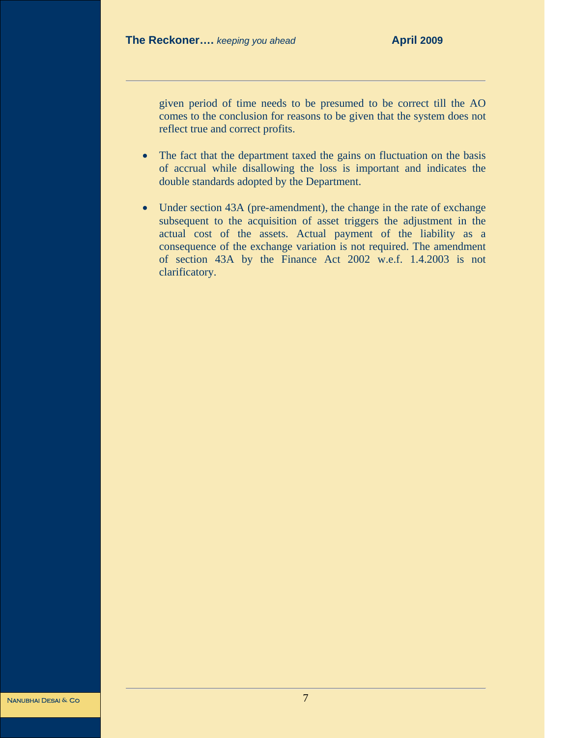given period of time needs to be presumed to be correct till the AO comes to the conclusion for reasons to be given that the system does not reflect true and correct profits.

- The fact that the department taxed the gains on fluctuation on the basis of accrual while disallowing the loss is important and indicates the double standards adopted by the Department.

- Under section 43A (pre-amendment), the change in the rate of exchange subsequent to the acquisition of asset triggers the adjustment in the actual cost of the assets. Actual payment of the liability as a consequence of the exchange variation is not required. The amendment of section 43A by the Finance Act 2002 w.e.f. 1.4.2003 is not clarificatory.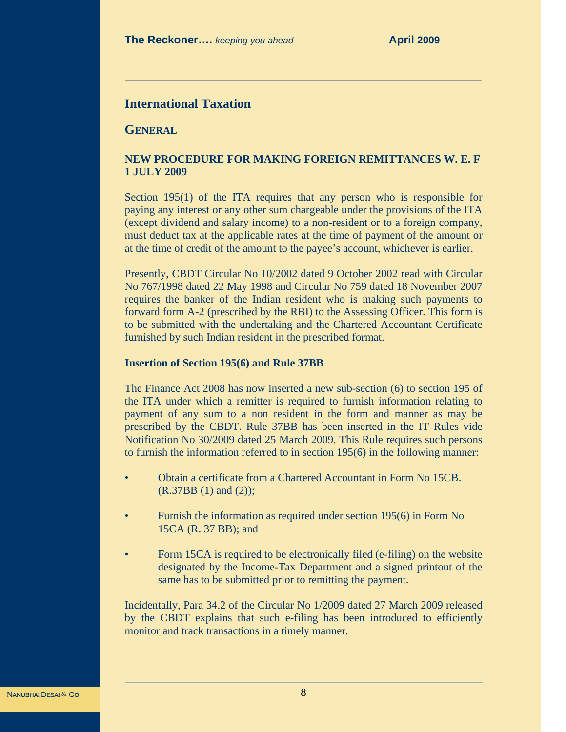## International Taxation

### GENERAL

### NEW PROCEDURE FOR MAKING FOREIGN REMITTANCES W. E. F 1 JULY 2009

Section 195(1) of the ITA requires that any person who is responsible for paying any interest or any other sum chargeable under the provisions of the ITA (except dividend and salary income) to a non-resident or to a foreign company, must deduct tax at the applicable rates at the time of payment of the amount or at the time of credit of the amount to the payee's account, whichever is earlier.

Presently, CBDT Circular No 10/2002 dated 9 October 2002 read with Circular No 767/1998 dated 22 May 1998 and Circular No 759 dated 18 November 2007 requires the banker of the Indian resident who is making such payments to forward form A-2 (prescribed by the RBI) to the Assessing Officer. This form is to be submitted with the undertaking and the Chartered Accountant Certificate furnished by such Indian resident in the prescribed format.

**Insertion of Section 195(6) and Rule 37BB**

The Finance Act 2008 has now inserted a new sub-section (6) to section 195 of the ITA under which a remitter is required to furnish information relating to payment of any sum to a non resident in the form and manner as may be prescribed by the CBDT. Rule 37BB has been inserted in the IT Rules vide Notification No 30/2009 dated 25 March 2009. This Rule requires such persons to furnish the information referred to in section 195(6) in the following manner:

- Obtain a certificate from a Chartered Accountant in Form No 15CB. (R.37BB (1) and (2));
- Furnish the information as required under section 195(6) in Form No 15CA (R. 37 BB); and
- Form 15CA is required to be electronically filed (e-filing) on the website designated by the Income-Tax Department and a signed printout of the same has to be submitted prior to remitting the payment.

Incidentally, Para 34.2 of the Circular No 1/2009 dated 27 March 2009 released by the CBDT explains that such e-filing has been introduced to efficiently monitor and track transactions in a timely manner.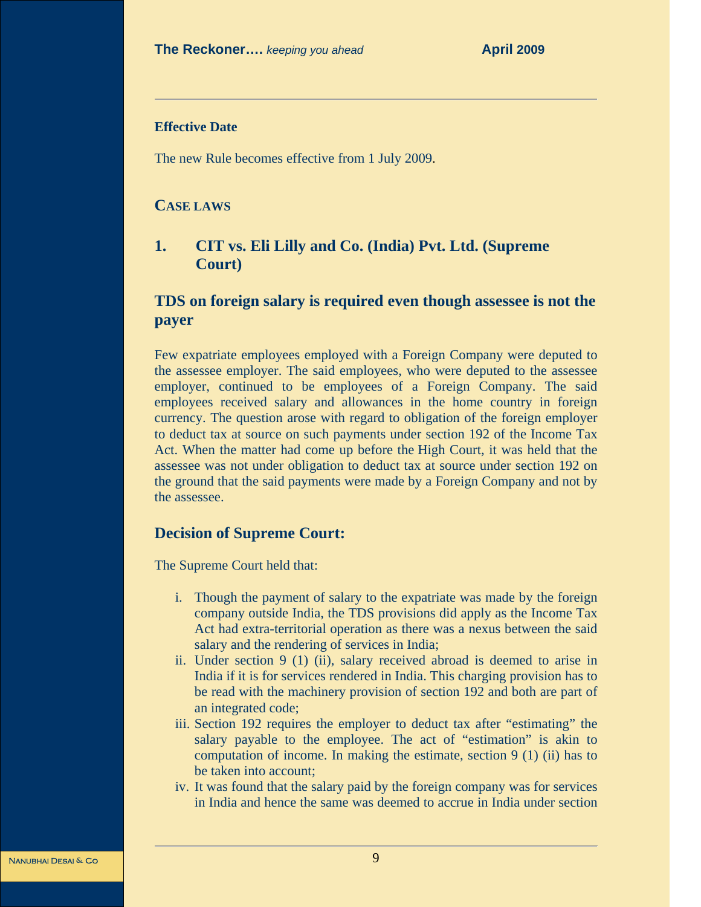**Effective Date**

The new Rule becomes effective from 1 July 2009.

## CASE LAWS

### 1. CIT vs. Eli Lilly and Co. (India) Pvt. Ltd. (Supreme Court)

### TDS on foreign salary is required even though assessee is not the payer

Few expatriate employees employed with a Foreign Company were deputed to the assessee employer. The said employees, who were deputed to the assessee employer, continued to be employees of a Foreign Company. The said employees received salary and allowances in the home country in foreign currency. The question arose with regard to obligation of the foreign employer to deduct tax at source on such payments under section 192 of the Income Tax Act. When the matter had come up before the High Court, it was held that the assessee was not under obligation to deduct tax at source under section 192 on the ground that the said payments were made by a Foreign Company and not by the assessee.

### Decision of Supreme Court:

The Supreme Court held that:

i. Though the payment of salary to the expatriate was made by the foreign company outside India, the TDS provisions did apply as the Income Tax Act had extra-territorial operation as there was a nexus between the said salary and the rendering of services in India;

ii. Under section 9 (1) (ii), salary received abroad is deemed to arise in India if it is for services rendered in India. This charging provision has to be read with the machinery provision of section 192 and both are part of an integrated code;

iii. Section 192 requires the employer to deduct tax after "estimating" the salary payable to the employee. The act of "estimation" is akin to computation of income. In making the estimate, section 9 (1) (ii) has to be taken into account;

iv. It was found that the salary paid by the foreign company was for services in India and hence the same was deemed to accrue in India under section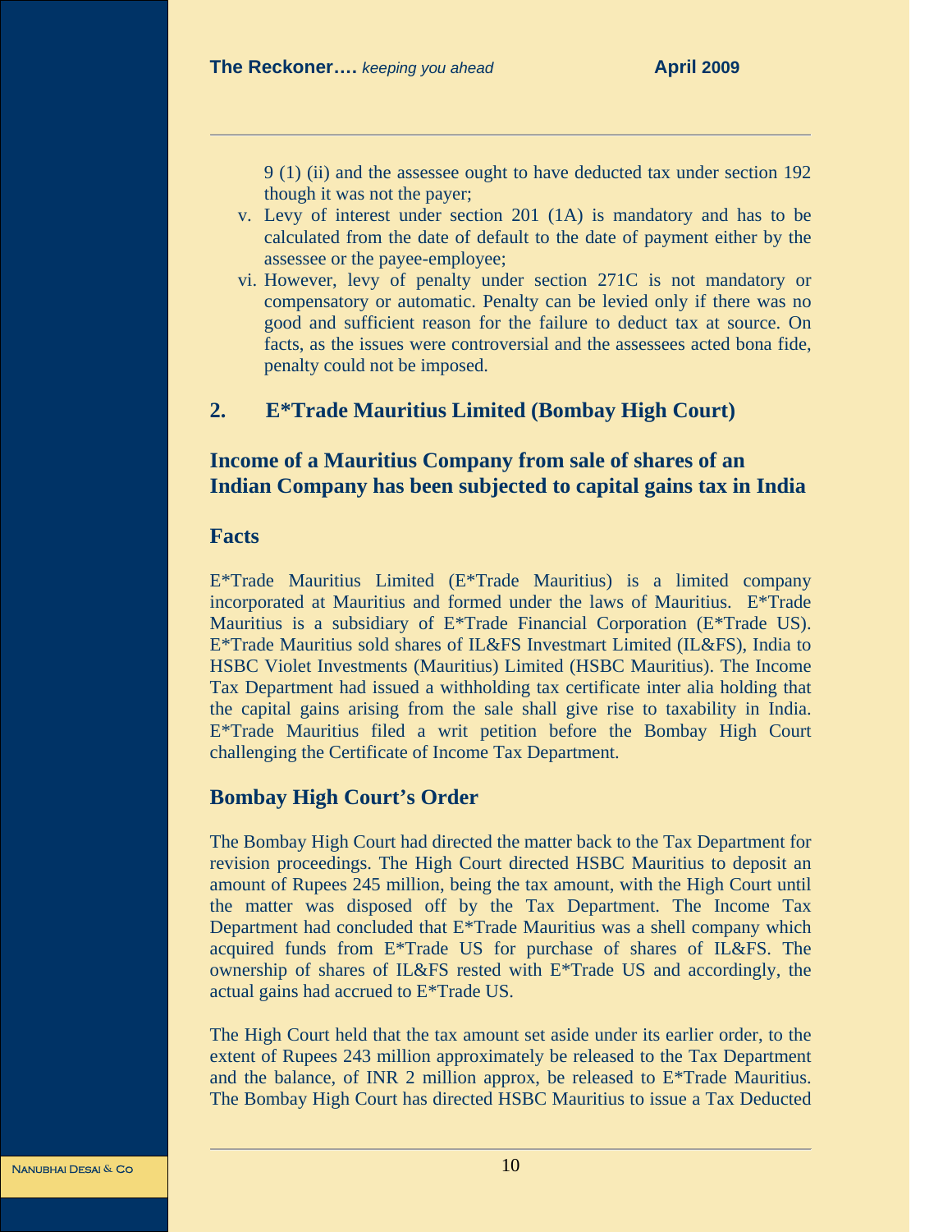9 (1) (ii) and the assessee ought to have deducted tax under section 192 though it was not the payer;

v. Levy of interest under section 201 (1A) is mandatory and has to be calculated from the date of default to the date of payment either by the assessee or the payee-employee;

vi. However, levy of penalty under section 271C is not mandatory or compensatory or automatic. Penalty can be levied only if there was no good and sufficient reason for the failure to deduct tax at source. On facts, as the issues were controversial and the assessees acted bona fide, penalty could not be imposed.

## 2. E*Trade Mauritius Limited (Bombay High Court)

## Income of a Mauritius Company from sale of shares of an Indian Company has been subjected to capital gains tax in India

### Facts

E*Trade Mauritius Limited (E*Trade Mauritius) is a limited company incorporated at Mauritius and formed under the laws of Mauritius. E*Trade Mauritius is a subsidiary of E*Trade Financial Corporation (E*Trade US). E*Trade Mauritius sold shares of IL&FS Investmart Limited (IL&FS), India to HSBC Violet Investments (Mauritius) Limited (HSBC Mauritius). The Income Tax Department had issued a withholding tax certificate inter alia holding that the capital gains arising from the sale shall give rise to taxability in India. E*Trade Mauritius filed a writ petition before the Bombay High Court challenging the Certificate of Income Tax Department.

### Bombay High Court's Order

The Bombay High Court had directed the matter back to the Tax Department for revision proceedings. The High Court directed HSBC Mauritius to deposit an amount of Rupees 245 million, being the tax amount, with the High Court until the matter was disposed off by the Tax Department. The Income Tax Department had concluded that E*Trade Mauritius was a shell company which acquired funds from E*Trade US for purchase of shares of IL&FS. The ownership of shares of IL&FS rested with E*Trade US and accordingly, the actual gains had accrued to E*Trade US.

The High Court held that the tax amount set aside under its earlier order, to the extent of Rupees 243 million approximately be released to the Tax Department and the balance, of INR 2 million approx, be released to E*Trade Mauritius. The Bombay High Court has directed HSBC Mauritius to issue a Tax Deducted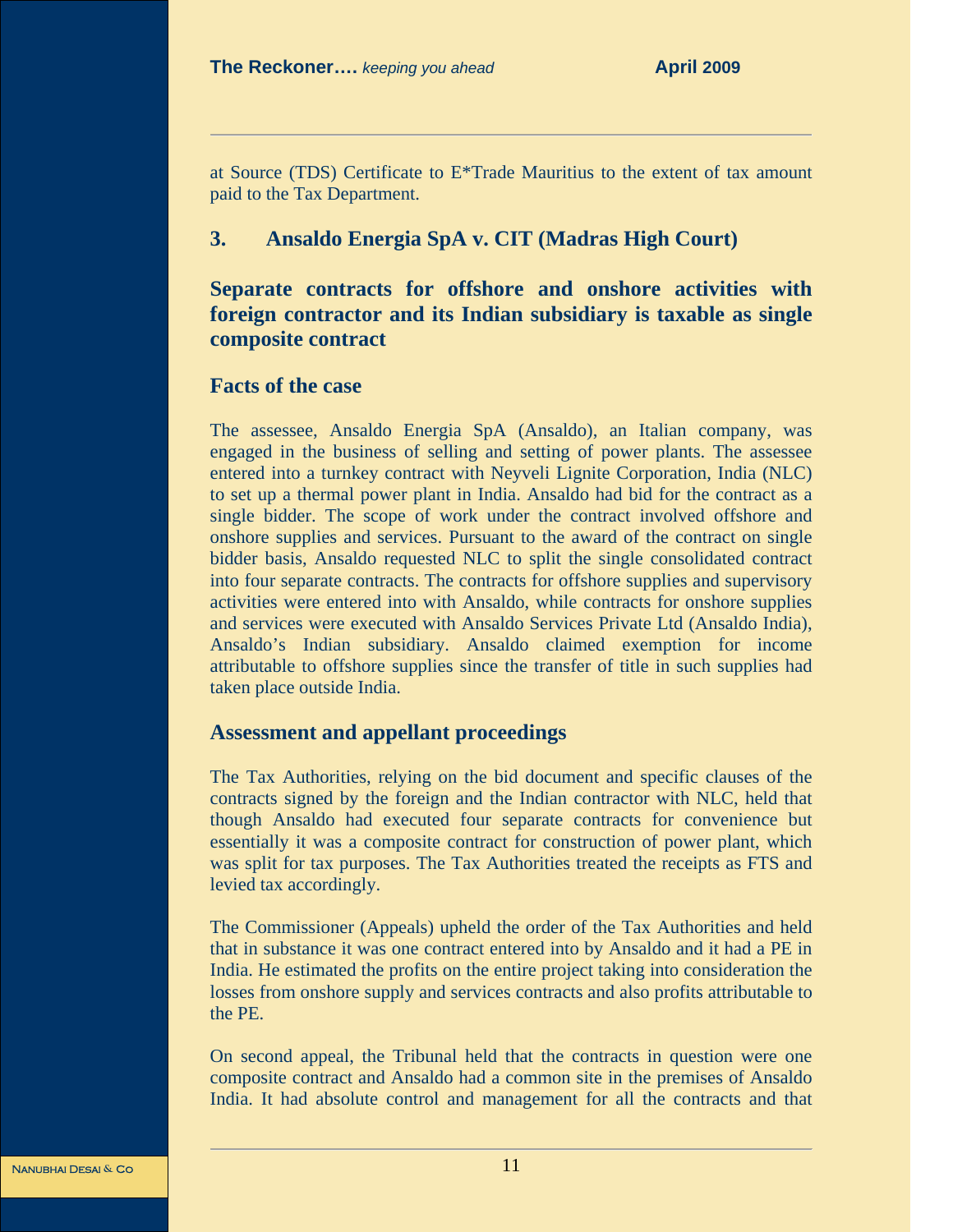at Source (TDS) Certificate to E*Trade Mauritius to the extent of tax amount paid to the Tax Department.

## 3. Ansaldo Energia SpA v. CIT (Madras High Court)

## Separate contracts for offshore and onshore activities with foreign contractor and its Indian subsidiary is taxable as single composite contract

### Facts of the case

The assessee, Ansaldo Energia SpA (Ansaldo), an Italian company, was engaged in the business of selling and setting of power plants. The assessee entered into a turnkey contract with Neyveli Lignite Corporation, India (NLC) to set up a thermal power plant in India. Ansaldo had bid for the contract as a single bidder. The scope of work under the contract involved offshore and onshore supplies and services. Pursuant to the award of the contract on single bidder basis, Ansaldo requested NLC to split the single consolidated contract into four separate contracts. The contracts for offshore supplies and supervisory activities were entered into with Ansaldo, while contracts for onshore supplies and services were executed with Ansaldo Services Private Ltd (Ansaldo India), Ansaldo's Indian subsidiary. Ansaldo claimed exemption for income attributable to offshore supplies since the transfer of title in such supplies had taken place outside India.

### Assessment and appellant proceedings

The Tax Authorities, relying on the bid document and specific clauses of the contracts signed by the foreign and the Indian contractor with NLC, held that though Ansaldo had executed four separate contracts for convenience but essentially it was a composite contract for construction of power plant, which was split for tax purposes. The Tax Authorities treated the receipts as FTS and levied tax accordingly.

The Commissioner (Appeals) upheld the order of the Tax Authorities and held that in substance it was one contract entered into by Ansaldo and it had a PE in India. He estimated the profits on the entire project taking into consideration the losses from onshore supply and services contracts and also profits attributable to the PE.

On second appeal, the Tribunal held that the contracts in question were one composite contract and Ansaldo had a common site in the premises of Ansaldo India. It had absolute control and management for all the contracts and that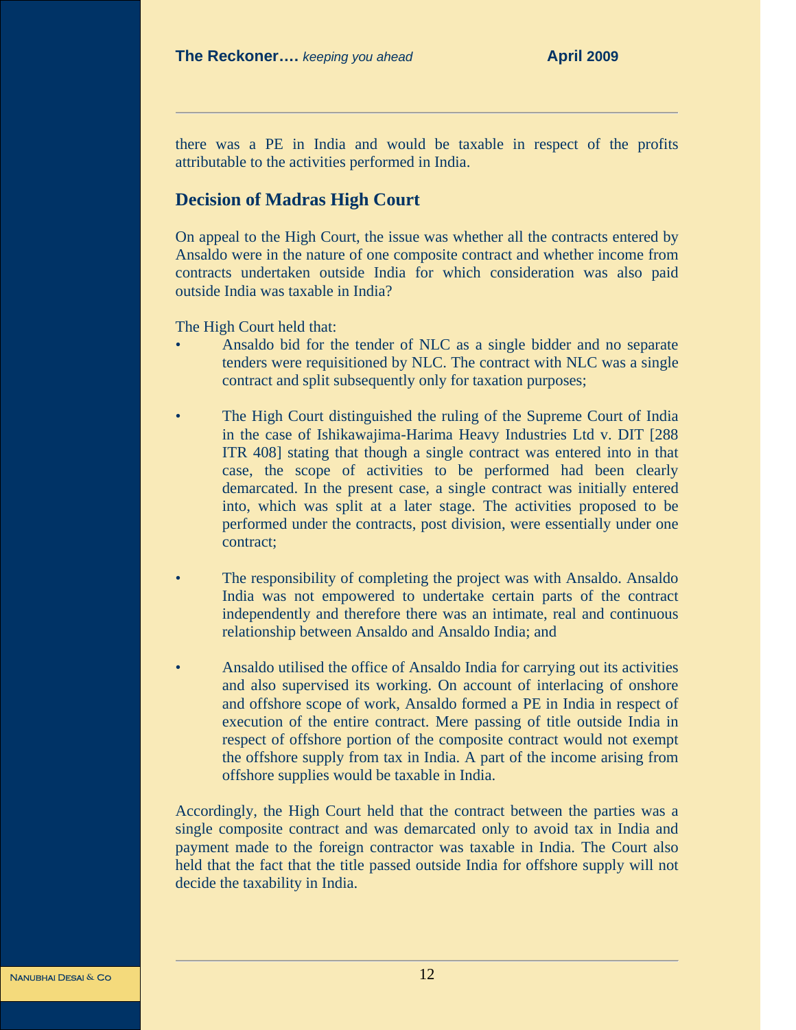there was a PE in India and would be taxable in respect of the profits attributable to the activities performed in India.

## Decision of Madras High Court

On appeal to the High Court, the issue was whether all the contracts entered by Ansaldo were in the nature of one composite contract and whether income from contracts undertaken outside India for which consideration was also paid outside India was taxable in India?

The High Court held that:

- Ansaldo bid for the tender of NLC as a single bidder and no separate tenders were requisitioned by NLC. The contract with NLC was a single contract and split subsequently only for taxation purposes;
- The High Court distinguished the ruling of the Supreme Court of India in the case of Ishikawajima-Harima Heavy Industries Ltd v. DIT [288 ITR 408] stating that though a single contract was entered into in that case, the scope of activities to be performed had been clearly demarcated. In the present case, a single contract was initially entered into, which was split at a later stage. The activities proposed to be performed under the contracts, post division, were essentially under one contract;
- The responsibility of completing the project was with Ansaldo. Ansaldo India was not empowered to undertake certain parts of the contract independently and therefore there was an intimate, real and continuous relationship between Ansaldo and Ansaldo India; and
- Ansaldo utilised the office of Ansaldo India for carrying out its activities and also supervised its working. On account of interlacing of onshore and offshore scope of work, Ansaldo formed a PE in India in respect of execution of the entire contract. Mere passing of title outside India in respect of offshore portion of the composite contract would not exempt the offshore supply from tax in India. A part of the income arising from offshore supplies would be taxable in India.

Accordingly, the High Court held that the contract between the parties was a single composite contract and was demarcated only to avoid tax in India and payment made to the foreign contractor was taxable in India. The Court also held that the fact that the title passed outside India for offshore supply will not decide the taxability in India.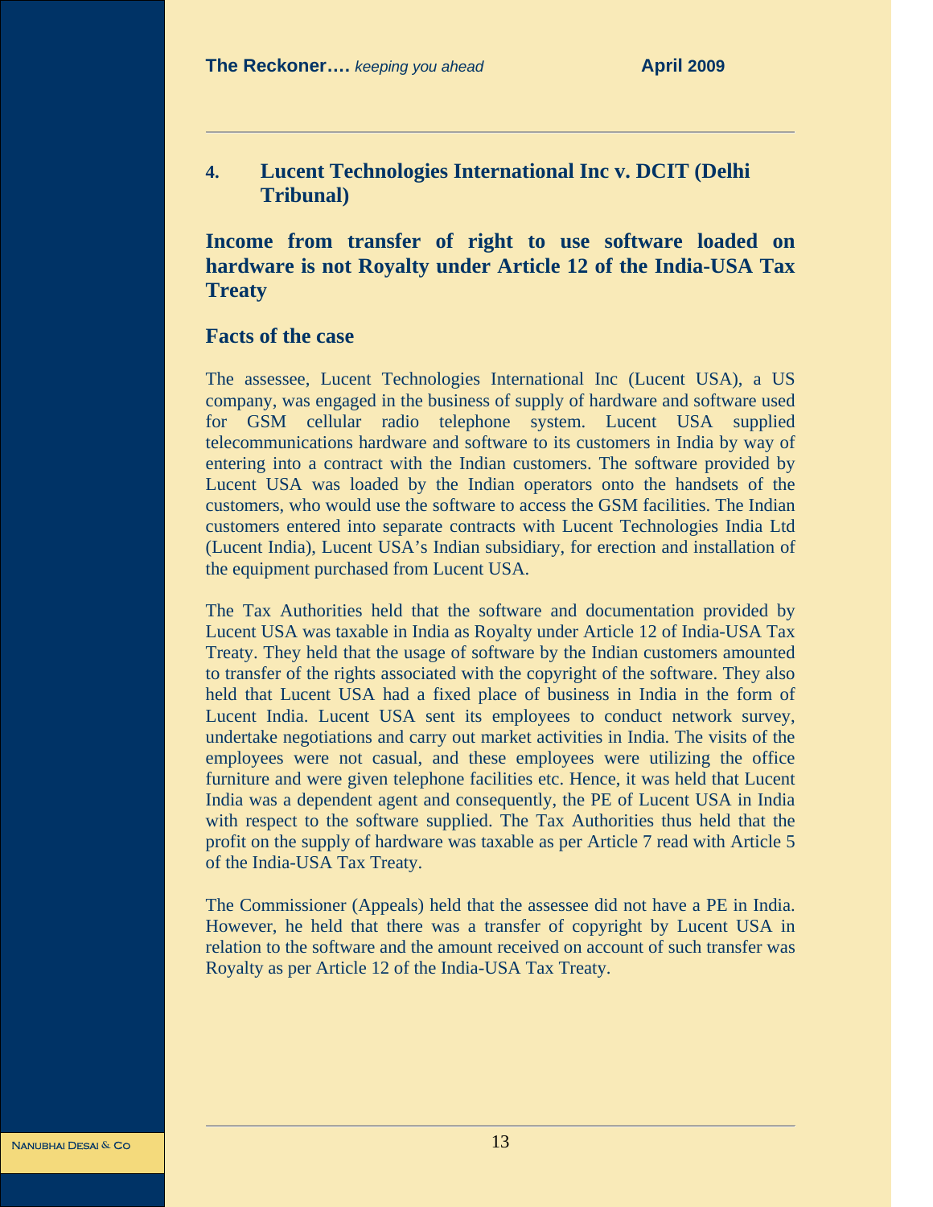## 4. Lucent Technologies International Inc v. DCIT (Delhi Tribunal)

### Income from transfer of right to use software loaded on hardware is not Royalty under Article 12 of the India-USA Tax Treaty

### Facts of the case

The assessee, Lucent Technologies International Inc (Lucent USA), a US company, was engaged in the business of supply of hardware and software used for GSM cellular radio telephone system. Lucent USA supplied telecommunications hardware and software to its customers in India by way of entering into a contract with the Indian customers. The software provided by Lucent USA was loaded by the Indian operators onto the handsets of the customers, who would use the software to access the GSM facilities. The Indian customers entered into separate contracts with Lucent Technologies India Ltd (Lucent India), Lucent USA's Indian subsidiary, for erection and installation of the equipment purchased from Lucent USA.

The Tax Authorities held that the software and documentation provided by Lucent USA was taxable in India as Royalty under Article 12 of India-USA Tax Treaty. They held that the usage of software by the Indian customers amounted to transfer of the rights associated with the copyright of the software. They also held that Lucent USA had a fixed place of business in India in the form of Lucent India. Lucent USA sent its employees to conduct network survey, undertake negotiations and carry out market activities in India. The visits of the employees were not casual, and these employees were utilizing the office furniture and were given telephone facilities etc. Hence, it was held that Lucent India was a dependent agent and consequently, the PE of Lucent USA in India with respect to the software supplied. The Tax Authorities thus held that the profit on the supply of hardware was taxable as per Article 7 read with Article 5 of the India-USA Tax Treaty.

The Commissioner (Appeals) held that the assessee did not have a PE in India. However, he held that there was a transfer of copyright by Lucent USA in relation to the software and the amount received on account of such transfer was Royalty as per Article 12 of the India-USA Tax Treaty.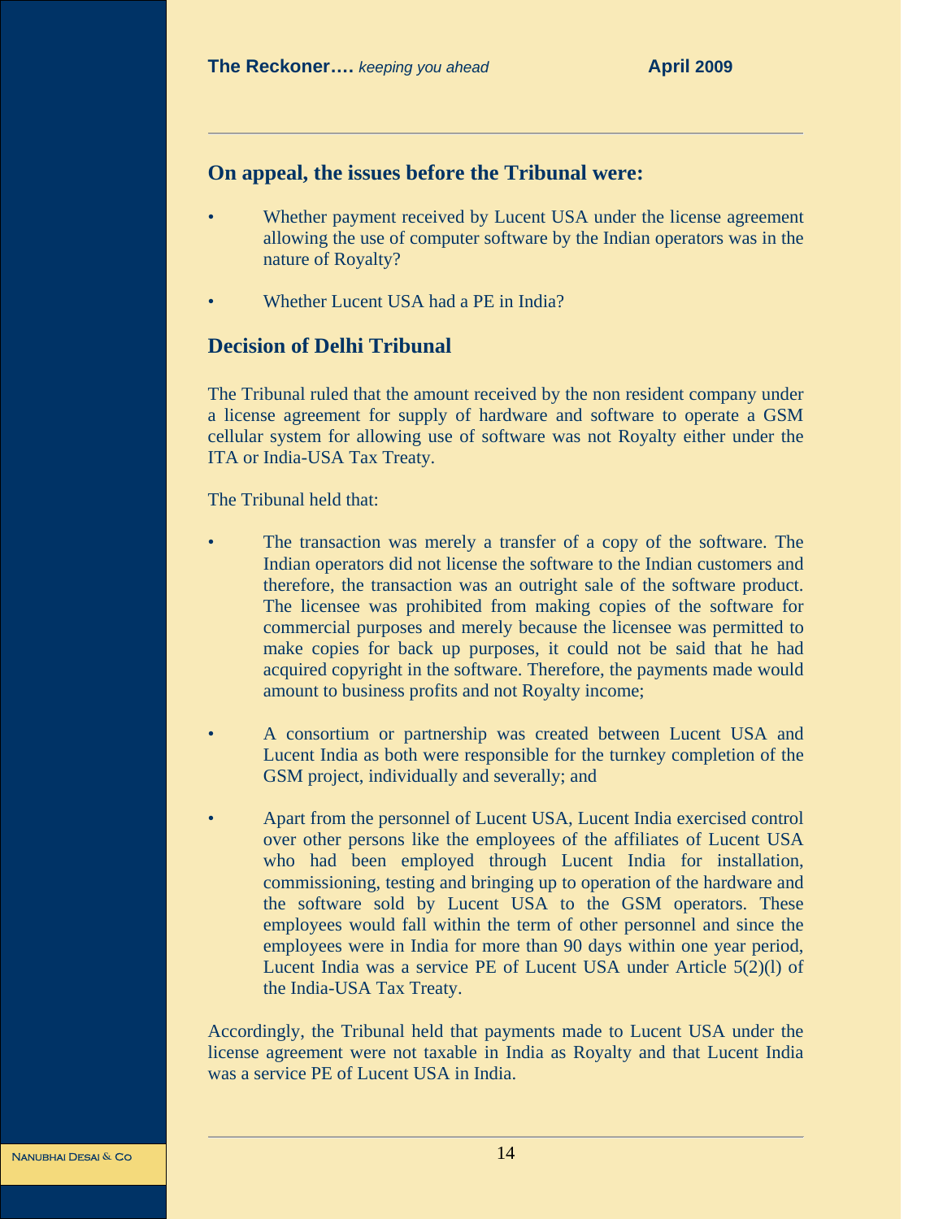## On appeal, the issues before the Tribunal were:

- Whether payment received by Lucent USA under the license agreement allowing the use of computer software by the Indian operators was in the nature of Royalty?
- Whether Lucent USA had a PE in India?

## Decision of Delhi Tribunal

The Tribunal ruled that the amount received by the non resident company under a license agreement for supply of hardware and software to operate a GSM cellular system for allowing use of software was not Royalty either under the ITA or India-USA Tax Treaty.

The Tribunal held that:

- The transaction was merely a transfer of a copy of the software. The Indian operators did not license the software to the Indian customers and therefore, the transaction was an outright sale of the software product. The licensee was prohibited from making copies of the software for commercial purposes and merely because the licensee was permitted to make copies for back up purposes, it could not be said that he had acquired copyright in the software. Therefore, the payments made would amount to business profits and not Royalty income;
- A consortium or partnership was created between Lucent USA and Lucent India as both were responsible for the turnkey completion of the GSM project, individually and severally; and
- Apart from the personnel of Lucent USA, Lucent India exercised control over other persons like the employees of the affiliates of Lucent USA who had been employed through Lucent India for installation, commissioning, testing and bringing up to operation of the hardware and the software sold by Lucent USA to the GSM operators. These employees would fall within the term of other personnel and since the employees were in India for more than 90 days within one year period, Lucent India was a service PE of Lucent USA under Article 5(2)(l) of the India-USA Tax Treaty.

Accordingly, the Tribunal held that payments made to Lucent USA under the license agreement were not taxable in India as Royalty and that Lucent India was a service PE of Lucent USA in India.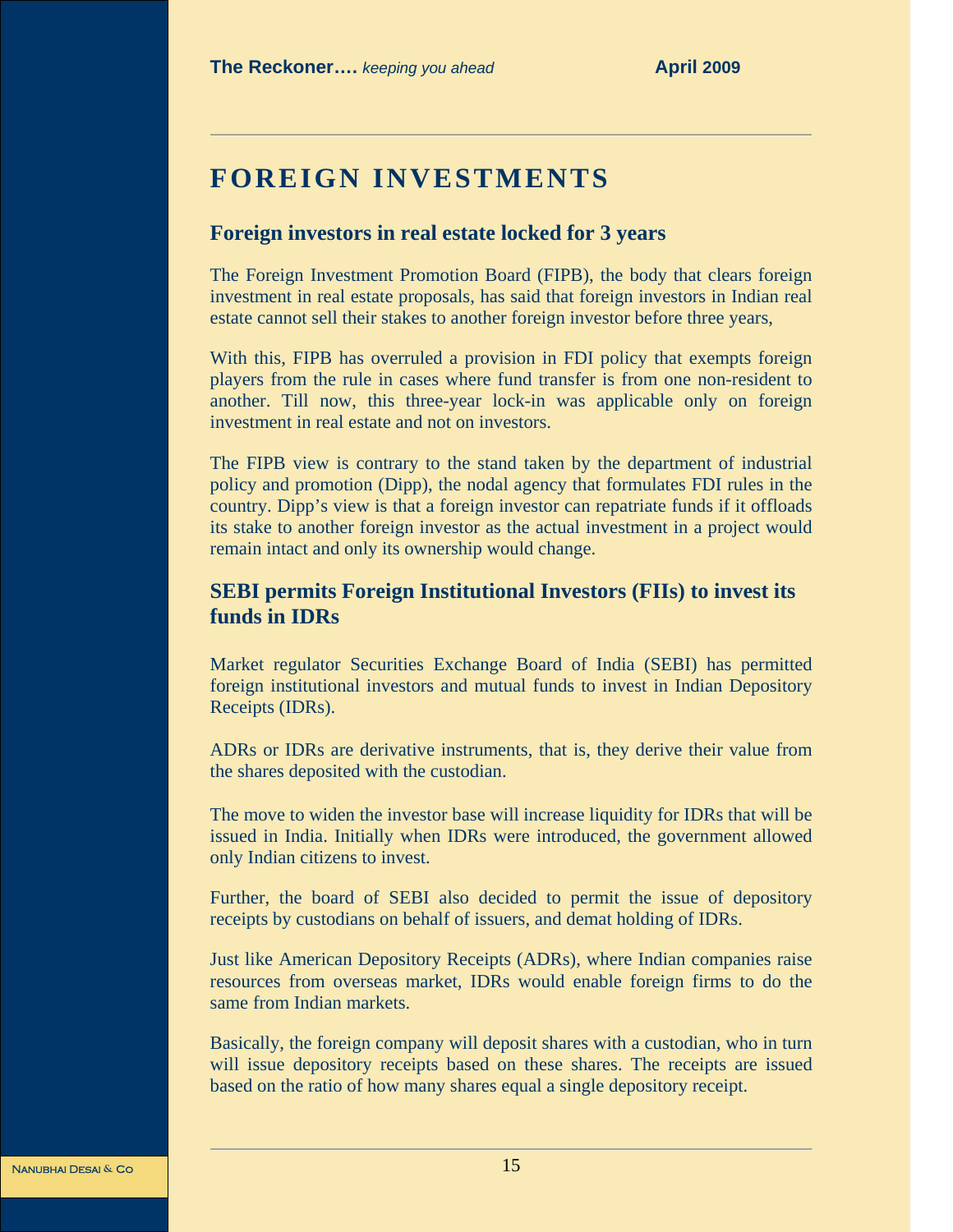# FOREIGN INVESTMENTS

## Foreign investors in real estate locked for 3 years

The Foreign Investment Promotion Board (FIPB), the body that clears foreign investment in real estate proposals, has said that foreign investors in Indian real estate cannot sell their stakes to another foreign investor before three years,

With this, FIPB has overruled a provision in FDI policy that exempts foreign players from the rule in cases where fund transfer is from one non-resident to another. Till now, this three-year lock-in was applicable only on foreign investment in real estate and not on investors.

The FIPB view is contrary to the stand taken by the department of industrial policy and promotion (Dipp), the nodal agency that formulates FDI rules in the country. Dipp's view is that a foreign investor can repatriate funds if it offloads its stake to another foreign investor as the actual investment in a project would remain intact and only its ownership would change.

## SEBI permits Foreign Institutional Investors (FIIs) to invest its funds in IDRs

Market regulator Securities Exchange Board of India (SEBI) has permitted foreign institutional investors and mutual funds to invest in Indian Depository Receipts (IDRs).

ADRs or IDRs are derivative instruments, that is, they derive their value from the shares deposited with the custodian.

The move to widen the investor base will increase liquidity for IDRs that will be issued in India. Initially when IDRs were introduced, the government allowed only Indian citizens to invest.

Further, the board of SEBI also decided to permit the issue of depository receipts by custodians on behalf of issuers, and demat holding of IDRs.

Just like American Depository Receipts (ADRs), where Indian companies raise resources from overseas market, IDRs would enable foreign firms to do the same from Indian markets.

Basically, the foreign company will deposit shares with a custodian, who in turn will issue depository receipts based on these shares. The receipts are issued based on the ratio of how many shares equal a single depository receipt.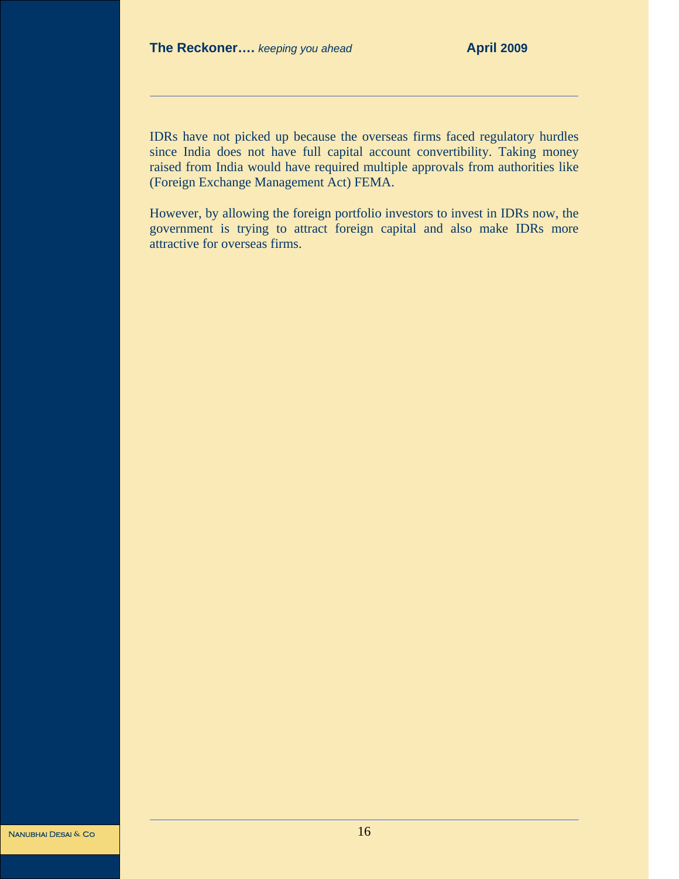IDRs have not picked up because the overseas firms faced regulatory hurdles since India does not have full capital account convertibility. Taking money raised from India would have required multiple approvals from authorities like (Foreign Exchange Management Act) FEMA.

However, by allowing the foreign portfolio investors to invest in IDRs now, the government is trying to attract foreign capital and also make IDRs more attractive for overseas firms.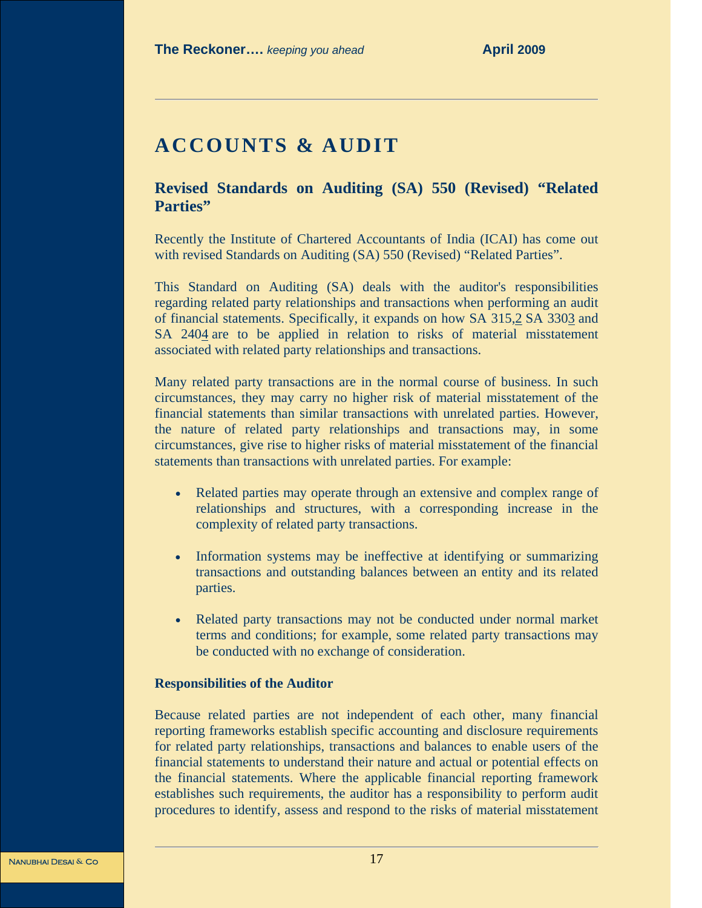# ACCOUNTS & AUDIT

## Revised Standards on Auditing (SA) 550 (Revised) "Related Parties"

Recently the Institute of Chartered Accountants of India (ICAI) has come out with revised Standards on Auditing (SA) 550 (Revised) "Related Parties".

This Standard on Auditing (SA) deals with the auditor's responsibilities regarding related party relationships and transactions when performing an audit of financial statements. Specifically, it expands on how SA 315,[2] SA 330[3] and SA 240[4] are to be applied in relation to risks of material misstatement associated with related party relationships and transactions.

Many related party transactions are in the normal course of business. In such circumstances, they may carry no higher risk of material misstatement of the financial statements than similar transactions with unrelated parties. However, the nature of related party relationships and transactions may, in some circumstances, give rise to higher risks of material misstatement of the financial statements than transactions with unrelated parties. For example:

- Related parties may operate through an extensive and complex range of relationships and structures, with a corresponding increase in the complexity of related party transactions.
- Information systems may be ineffective at identifying or summarizing transactions and outstanding balances between an entity and its related parties.
- Related party transactions may not be conducted under normal market terms and conditions; for example, some related party transactions may be conducted with no exchange of consideration.

**Responsibilities of the Auditor**

Because related parties are not independent of each other, many financial reporting frameworks establish specific accounting and disclosure requirements for related party relationships, transactions and balances to enable users of the financial statements to understand their nature and actual or potential effects on the financial statements. Where the applicable financial reporting framework establishes such requirements, the auditor has a responsibility to perform audit procedures to identify, assess and respond to the risks of material misstatement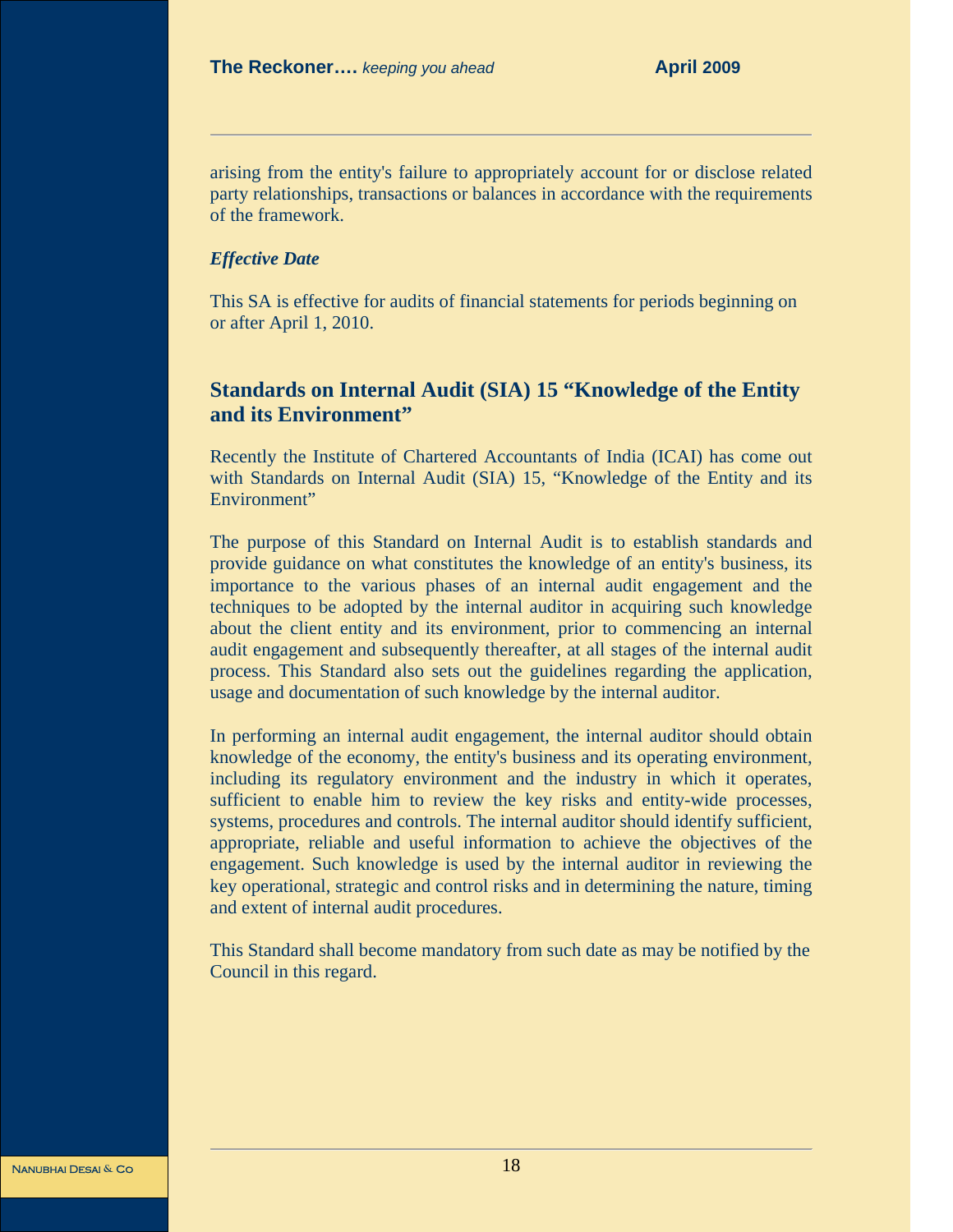arising from the entity's failure to appropriately account for or disclose related party relationships, transactions or balances in accordance with the requirements of the framework.

***Effective Date***

This SA is effective for audits of financial statements for periods beginning on or after April 1, 2010.

## Standards on Internal Audit (SIA) 15 "Knowledge of the Entity and its Environment"

Recently the Institute of Chartered Accountants of India (ICAI) has come out with Standards on Internal Audit (SIA) 15, "Knowledge of the Entity and its Environment"

The purpose of this Standard on Internal Audit is to establish standards and provide guidance on what constitutes the knowledge of an entity's business, its importance to the various phases of an internal audit engagement and the techniques to be adopted by the internal auditor in acquiring such knowledge about the client entity and its environment, prior to commencing an internal audit engagement and subsequently thereafter, at all stages of the internal audit process. This Standard also sets out the guidelines regarding the application, usage and documentation of such knowledge by the internal auditor.

In performing an internal audit engagement, the internal auditor should obtain knowledge of the economy, the entity's business and its operating environment, including its regulatory environment and the industry in which it operates, sufficient to enable him to review the key risks and entity-wide processes, systems, procedures and controls. The internal auditor should identify sufficient, appropriate, reliable and useful information to achieve the objectives of the engagement. Such knowledge is used by the internal auditor in reviewing the key operational, strategic and control risks and in determining the nature, timing and extent of internal audit procedures.

This Standard shall become mandatory from such date as may be notified by the Council in this regard.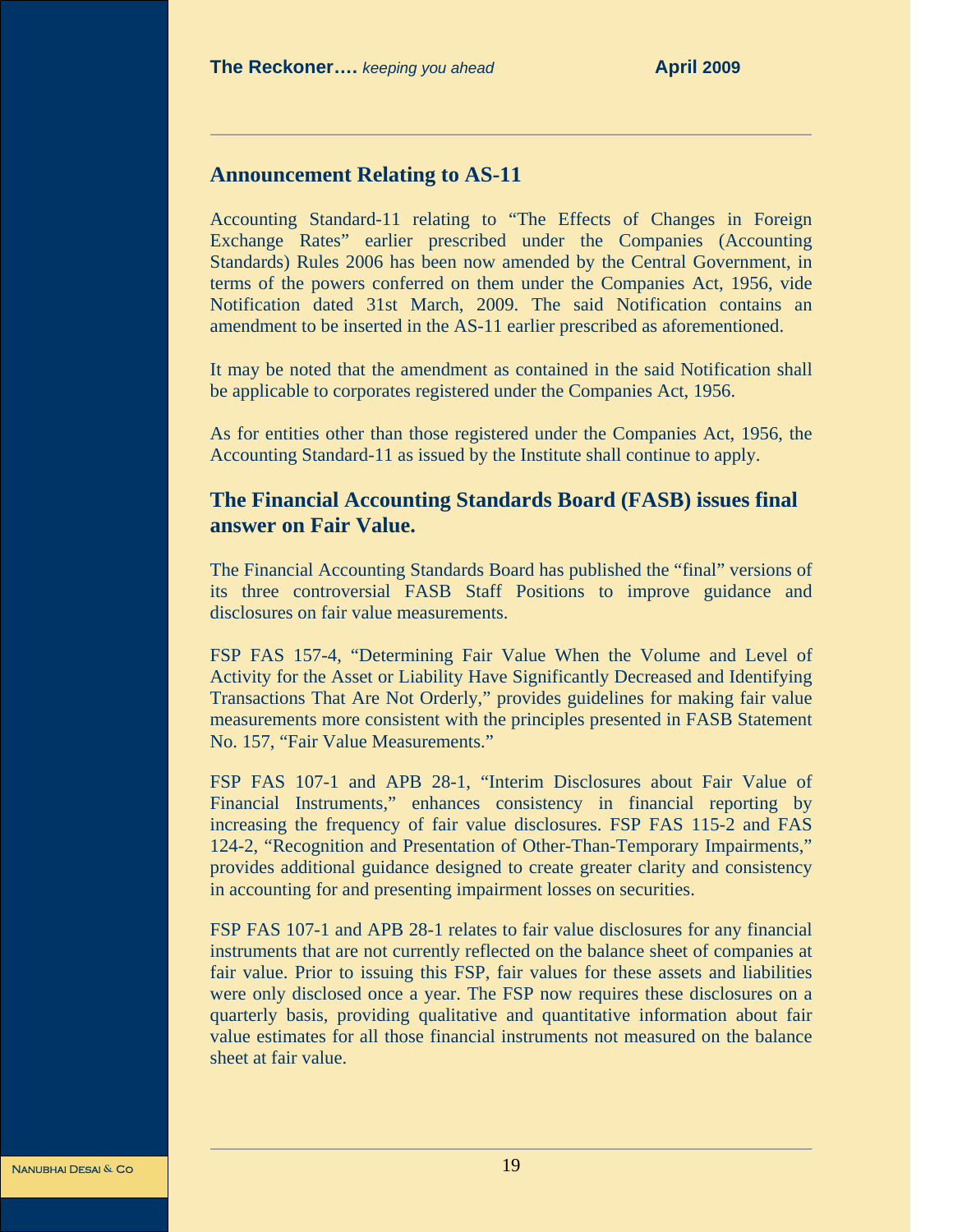## Announcement Relating to AS-11

Accounting Standard-11 relating to "The Effects of Changes in Foreign Exchange Rates" earlier prescribed under the Companies (Accounting Standards) Rules 2006 has been now amended by the Central Government, in terms of the powers conferred on them under the Companies Act, 1956, vide Notification dated 31st March, 2009. The said Notification contains an amendment to be inserted in the AS-11 earlier prescribed as aforementioned.

It may be noted that the amendment as contained in the said Notification shall be applicable to corporates registered under the Companies Act, 1956.

As for entities other than those registered under the Companies Act, 1956, the Accounting Standard-11 as issued by the Institute shall continue to apply.

## The Financial Accounting Standards Board (FASB) issues final answer on Fair Value.

The Financial Accounting Standards Board has published the "final" versions of its three controversial FASB Staff Positions to improve guidance and disclosures on fair value measurements.

FSP FAS 157-4, "Determining Fair Value When the Volume and Level of Activity for the Asset or Liability Have Significantly Decreased and Identifying Transactions That Are Not Orderly," provides guidelines for making fair value measurements more consistent with the principles presented in FASB Statement No. 157, "Fair Value Measurements."

FSP FAS 107-1 and APB 28-1, "Interim Disclosures about Fair Value of Financial Instruments," enhances consistency in financial reporting by increasing the frequency of fair value disclosures. FSP FAS 115-2 and FAS 124-2, "Recognition and Presentation of Other-Than-Temporary Impairments," provides additional guidance designed to create greater clarity and consistency in accounting for and presenting impairment losses on securities.

FSP FAS 107-1 and APB 28-1 relates to fair value disclosures for any financial instruments that are not currently reflected on the balance sheet of companies at fair value. Prior to issuing this FSP, fair values for these assets and liabilities were only disclosed once a year. The FSP now requires these disclosures on a quarterly basis, providing qualitative and quantitative information about fair value estimates for all those financial instruments not measured on the balance sheet at fair value.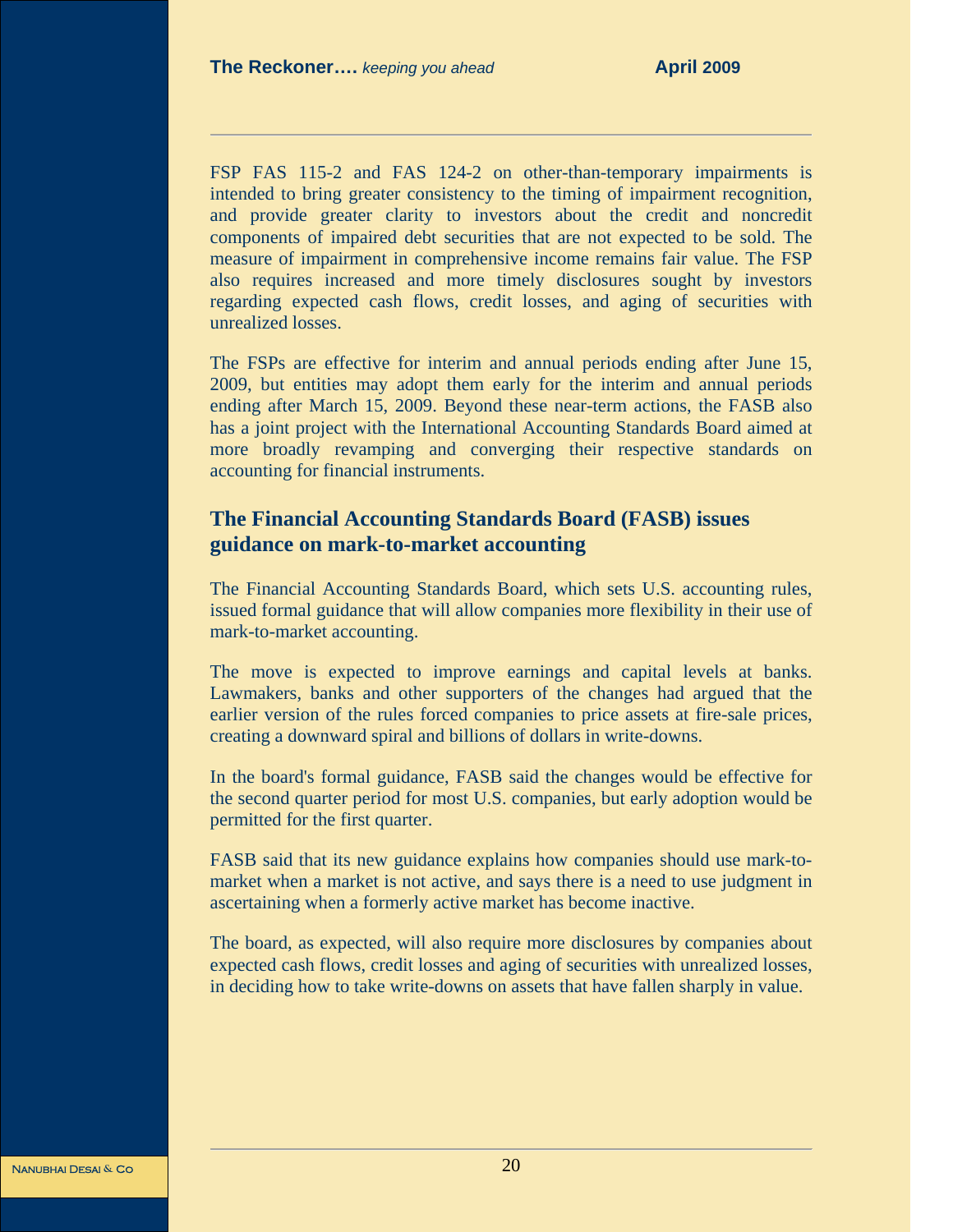FSP FAS 115-2 and FAS 124-2 on other-than-temporary impairments is intended to bring greater consistency to the timing of impairment recognition, and provide greater clarity to investors about the credit and noncredit components of impaired debt securities that are not expected to be sold. The measure of impairment in comprehensive income remains fair value. The FSP also requires increased and more timely disclosures sought by investors regarding expected cash flows, credit losses, and aging of securities with unrealized losses.

The FSPs are effective for interim and annual periods ending after June 15, 2009, but entities may adopt them early for the interim and annual periods ending after March 15, 2009. Beyond these near-term actions, the FASB also has a joint project with the International Accounting Standards Board aimed at more broadly revamping and converging their respective standards on accounting for financial instruments.

## The Financial Accounting Standards Board (FASB) issues guidance on mark-to-market accounting

The Financial Accounting Standards Board, which sets U.S. accounting rules, issued formal guidance that will allow companies more flexibility in their use of mark-to-market accounting.

The move is expected to improve earnings and capital levels at banks. Lawmakers, banks and other supporters of the changes had argued that the earlier version of the rules forced companies to price assets at fire-sale prices, creating a downward spiral and billions of dollars in write-downs.

In the board's formal guidance, FASB said the changes would be effective for the second quarter period for most U.S. companies, but early adoption would be permitted for the first quarter.

FASB said that its new guidance explains how companies should use mark-to-market when a market is not active, and says there is a need to use judgment in ascertaining when a formerly active market has become inactive.

The board, as expected, will also require more disclosures by companies about expected cash flows, credit losses and aging of securities with unrealized losses, in deciding how to take write-downs on assets that have fallen sharply in value.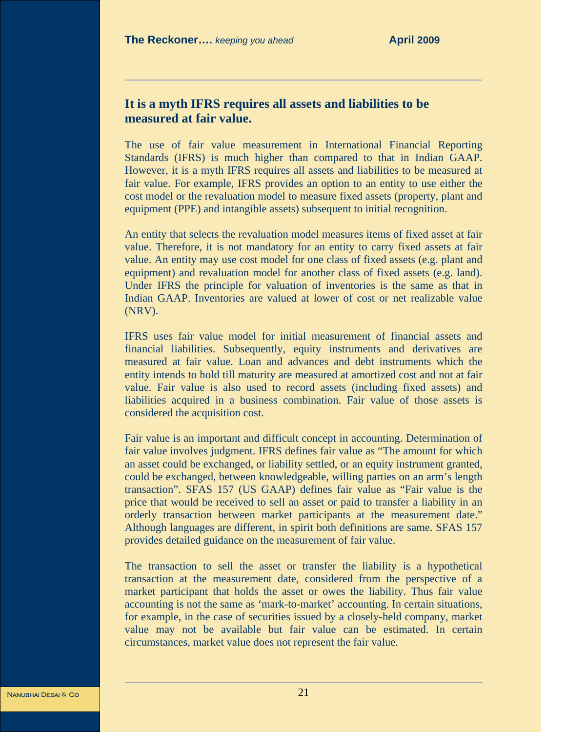## It is a myth IFRS requires all assets and liabilities to be measured at fair value.

The use of fair value measurement in International Financial Reporting Standards (IFRS) is much higher than compared to that in Indian GAAP. However, it is a myth IFRS requires all assets and liabilities to be measured at fair value. For example, IFRS provides an option to an entity to use either the cost model or the revaluation model to measure fixed assets (property, plant and equipment (PPE) and intangible assets) subsequent to initial recognition.

An entity that selects the revaluation model measures items of fixed asset at fair value. Therefore, it is not mandatory for an entity to carry fixed assets at fair value. An entity may use cost model for one class of fixed assets (e.g. plant and equipment) and revaluation model for another class of fixed assets (e.g. land). Under IFRS the principle for valuation of inventories is the same as that in Indian GAAP. Inventories are valued at lower of cost or net realizable value (NRV).

IFRS uses fair value model for initial measurement of financial assets and financial liabilities. Subsequently, equity instruments and derivatives are measured at fair value. Loan and advances and debt instruments which the entity intends to hold till maturity are measured at amortized cost and not at fair value. Fair value is also used to record assets (including fixed assets) and liabilities acquired in a business combination. Fair value of those assets is considered the acquisition cost.

Fair value is an important and difficult concept in accounting. Determination of fair value involves judgment. IFRS defines fair value as "The amount for which an asset could be exchanged, or liability settled, or an equity instrument granted, could be exchanged, between knowledgeable, willing parties on an arm's length transaction". SFAS 157 (US GAAP) defines fair value as "Fair value is the price that would be received to sell an asset or paid to transfer a liability in an orderly transaction between market participants at the measurement date." Although languages are different, in spirit both definitions are same. SFAS 157 provides detailed guidance on the measurement of fair value.

The transaction to sell the asset or transfer the liability is a hypothetical transaction at the measurement date, considered from the perspective of a market participant that holds the asset or owes the liability. Thus fair value accounting is not the same as 'mark-to-market' accounting. In certain situations, for example, in the case of securities issued by a closely-held company, market value may not be available but fair value can be estimated. In certain circumstances, market value does not represent the fair value.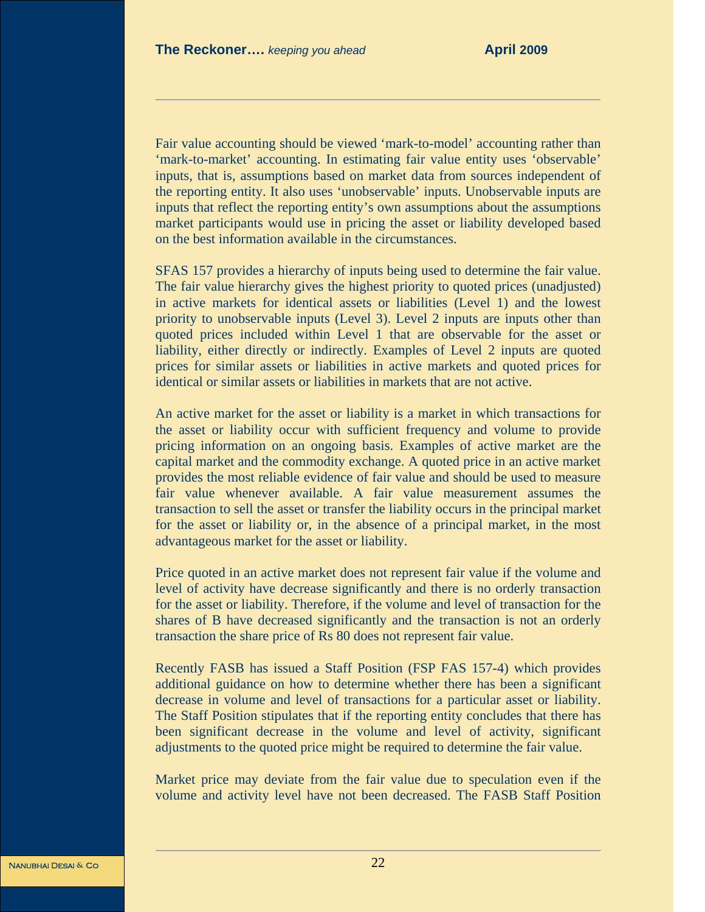Fair value accounting should be viewed 'mark-to-model' accounting rather than 'mark-to-market' accounting. In estimating fair value entity uses 'observable' inputs, that is, assumptions based on market data from sources independent of the reporting entity. It also uses 'unobservable' inputs. Unobservable inputs are inputs that reflect the reporting entity's own assumptions about the assumptions market participants would use in pricing the asset or liability developed based on the best information available in the circumstances.

SFAS 157 provides a hierarchy of inputs being used to determine the fair value. The fair value hierarchy gives the highest priority to quoted prices (unadjusted) in active markets for identical assets or liabilities (Level 1) and the lowest priority to unobservable inputs (Level 3). Level 2 inputs are inputs other than quoted prices included within Level 1 that are observable for the asset or liability, either directly or indirectly. Examples of Level 2 inputs are quoted prices for similar assets or liabilities in active markets and quoted prices for identical or similar assets or liabilities in markets that are not active.

An active market for the asset or liability is a market in which transactions for the asset or liability occur with sufficient frequency and volume to provide pricing information on an ongoing basis. Examples of active market are the capital market and the commodity exchange. A quoted price in an active market provides the most reliable evidence of fair value and should be used to measure fair value whenever available. A fair value measurement assumes the transaction to sell the asset or transfer the liability occurs in the principal market for the asset or liability or, in the absence of a principal market, in the most advantageous market for the asset or liability.

Price quoted in an active market does not represent fair value if the volume and level of activity have decrease significantly and there is no orderly transaction for the asset or liability. Therefore, if the volume and level of transaction for the shares of B have decreased significantly and the transaction is not an orderly transaction the share price of Rs 80 does not represent fair value.

Recently FASB has issued a Staff Position (FSP FAS 157-4) which provides additional guidance on how to determine whether there has been a significant decrease in volume and level of transactions for a particular asset or liability. The Staff Position stipulates that if the reporting entity concludes that there has been significant decrease in the volume and level of activity, significant adjustments to the quoted price might be required to determine the fair value.

Market price may deviate from the fair value due to speculation even if the volume and activity level have not been decreased. The FASB Staff Position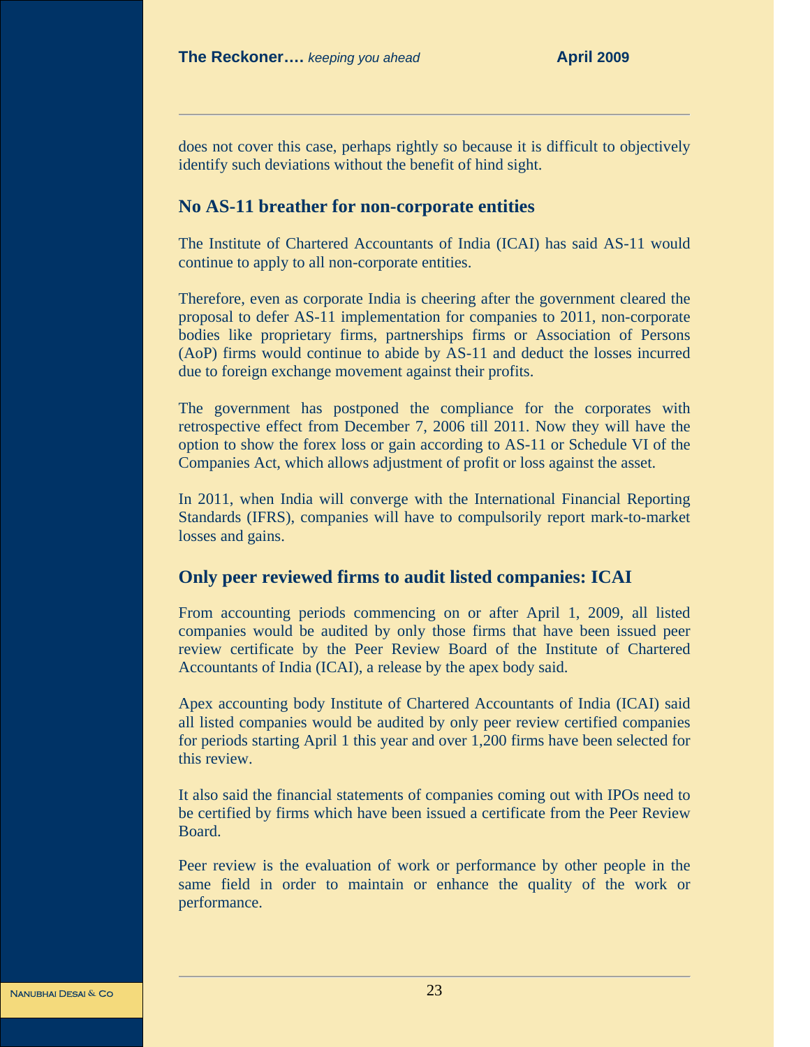does not cover this case, perhaps rightly so because it is difficult to objectively identify such deviations without the benefit of hind sight.

## No AS-11 breather for non-corporate entities

The Institute of Chartered Accountants of India (ICAI) has said AS-11 would continue to apply to all non-corporate entities.

Therefore, even as corporate India is cheering after the government cleared the proposal to defer AS-11 implementation for companies to 2011, non-corporate bodies like proprietary firms, partnerships firms or Association of Persons (AoP) firms would continue to abide by AS-11 and deduct the losses incurred due to foreign exchange movement against their profits.

The government has postponed the compliance for the corporates with retrospective effect from December 7, 2006 till 2011. Now they will have the option to show the forex loss or gain according to AS-11 or Schedule VI of the Companies Act, which allows adjustment of profit or loss against the asset.

In 2011, when India will converge with the International Financial Reporting Standards (IFRS), companies will have to compulsorily report mark-to-market losses and gains.

## Only peer reviewed firms to audit listed companies: ICAI

From accounting periods commencing on or after April 1, 2009, all listed companies would be audited by only those firms that have been issued peer review certificate by the Peer Review Board of the Institute of Chartered Accountants of India (ICAI), a release by the apex body said.

Apex accounting body Institute of Chartered Accountants of India (ICAI) said all listed companies would be audited by only peer review certified companies for periods starting April 1 this year and over 1,200 firms have been selected for this review.

It also said the financial statements of companies coming out with IPOs need to be certified by firms which have been issued a certificate from the Peer Review Board.

Peer review is the evaluation of work or performance by other people in the same field in order to maintain or enhance the quality of the work or performance.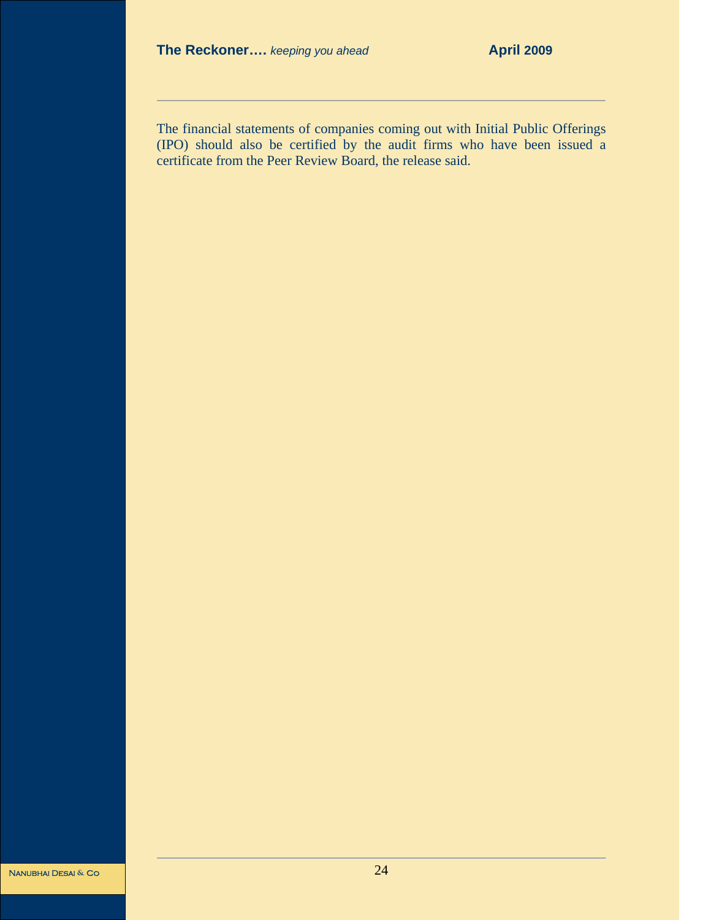The financial statements of companies coming out with Initial Public Offerings (IPO) should also be certified by the audit firms who have been issued a certificate from the Peer Review Board, the release said.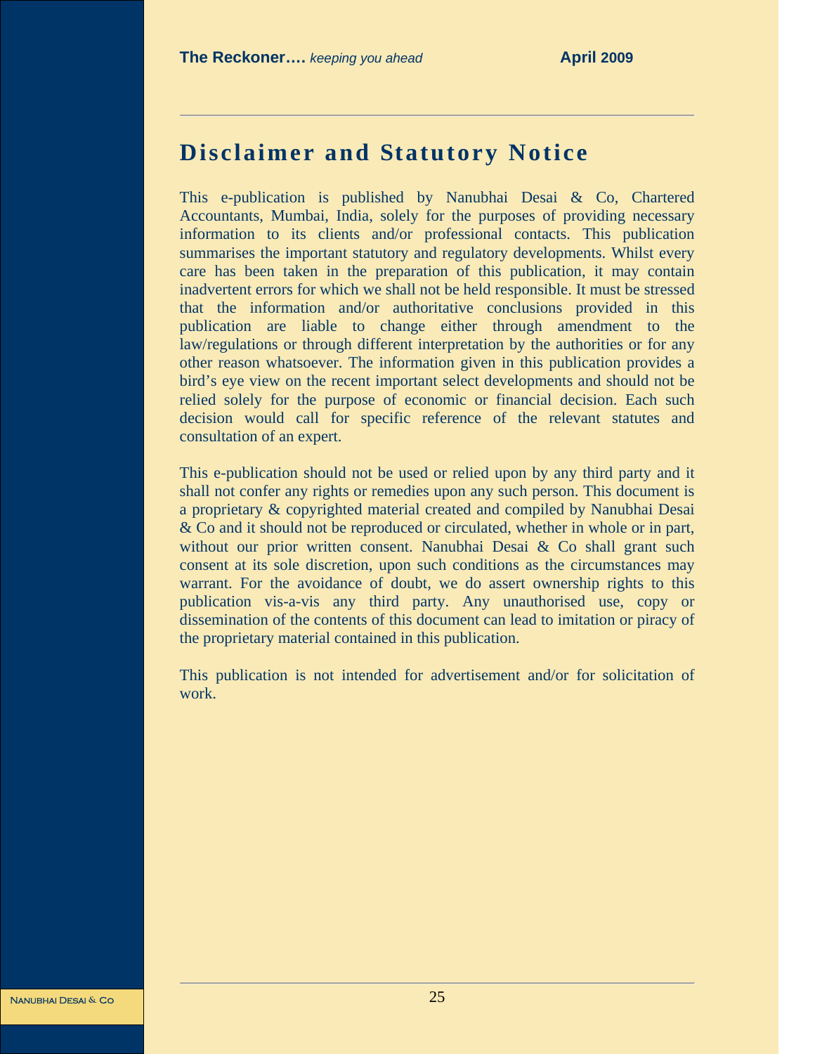# Disclaimer and Statutory Notice

This e-publication is published by Nanubhai Desai & Co, Chartered Accountants, Mumbai, India, solely for the purposes of providing necessary information to its clients and/or professional contacts. This publication summarises the important statutory and regulatory developments. Whilst every care has been taken in the preparation of this publication, it may contain inadvertent errors for which we shall not be held responsible. It must be stressed that the information and/or authoritative conclusions provided in this publication are liable to change either through amendment to the law/regulations or through different interpretation by the authorities or for any other reason whatsoever. The information given in this publication provides a bird's eye view on the recent important select developments and should not be relied solely for the purpose of economic or financial decision. Each such decision would call for specific reference of the relevant statutes and consultation of an expert.

This e-publication should not be used or relied upon by any third party and it shall not confer any rights or remedies upon any such person. This document is a proprietary & copyrighted material created and compiled by Nanubhai Desai & Co and it should not be reproduced or circulated, whether in whole or in part, without our prior written consent. Nanubhai Desai & Co shall grant such consent at its sole discretion, upon such conditions as the circumstances may warrant. For the avoidance of doubt, we do assert ownership rights to this publication vis-a-vis any third party. Any unauthorised use, copy or dissemination of the contents of this document can lead to imitation or piracy of the proprietary material contained in this publication.

This publication is not intended for advertisement and/or for solicitation of work.